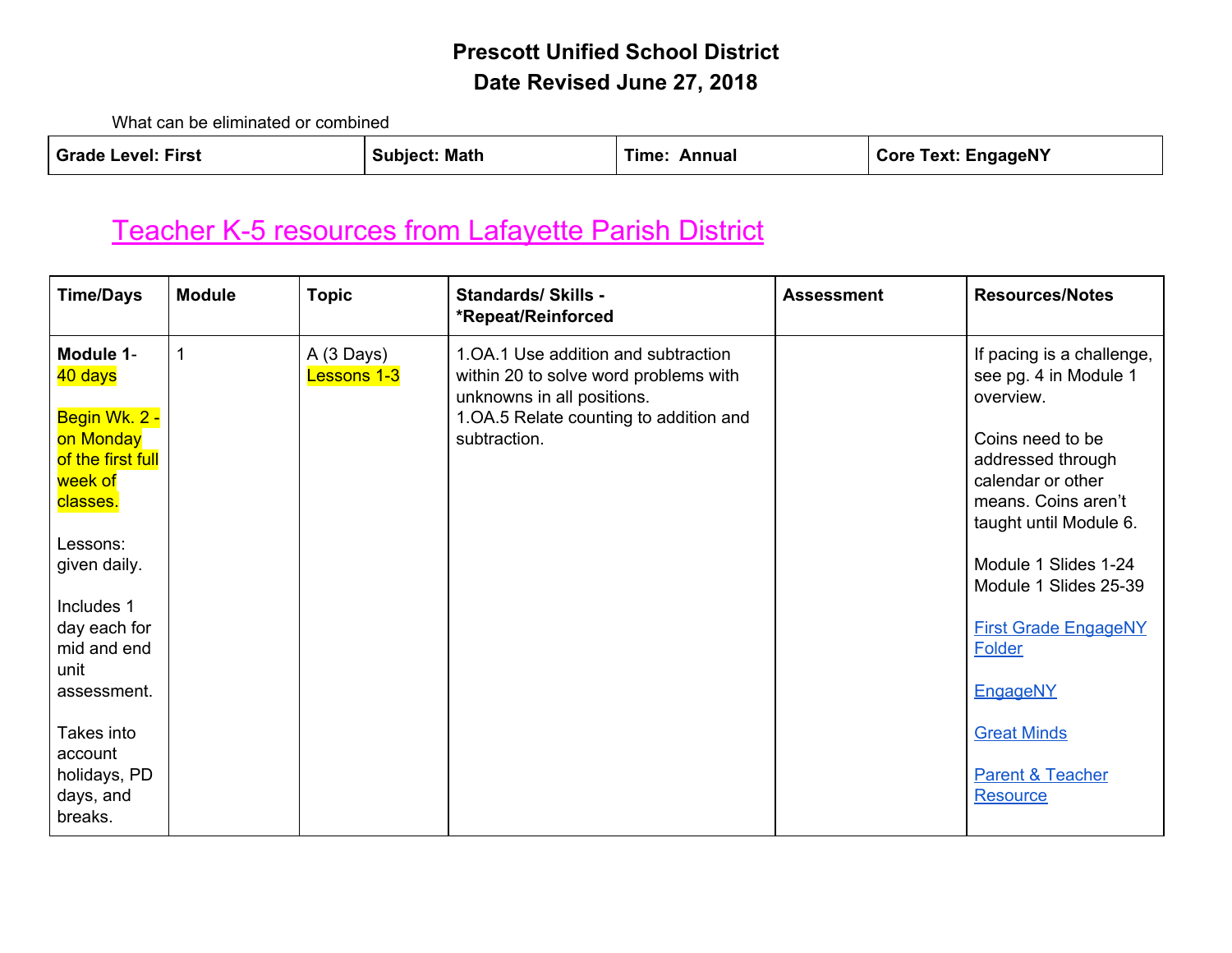# Prescott Unified School District
# Date Revised June 27, 2018

What can be eliminated or combined

| **Grade Level: First** | **Subject: Math** | **Time: Annual** | **Core Text: EngageNY** |
|---|---|---|---|

## Teacher K-5 resources from Lafayette Parish District

| Time/Days | Module | Topic | Standards/ Skills - *Repeat/Reinforced | Assessment | Resources/Notes |
|---|---|---|---|---|---|
| **Module 1**- 40 days<br><br>Begin Wk. 2 - on Monday of the first full week of classes.<br><br>Lessons: given daily.<br><br>Includes 1 day each for mid and end unit assessment.<br><br>Takes into account holidays, PD days, and breaks. | 1 | A (3 Days)<br>Lessons 1-3 | 1.OA.1 Use addition and subtraction within 20 to solve word problems with unknowns in all positions.<br>1.OA.5 Relate counting to addition and subtraction. | | If pacing is a challenge, see pg. 4 in Module 1 overview.<br><br>Coins need to be addressed through calendar or other means. Coins aren't taught until Module 6.<br><br>Module 1 Slides 1-24<br>Module 1 Slides 25-39<br><br>First Grade EngageNY Folder<br><br>EngageNY<br><br>Great Minds<br><br>Parent & Teacher Resource |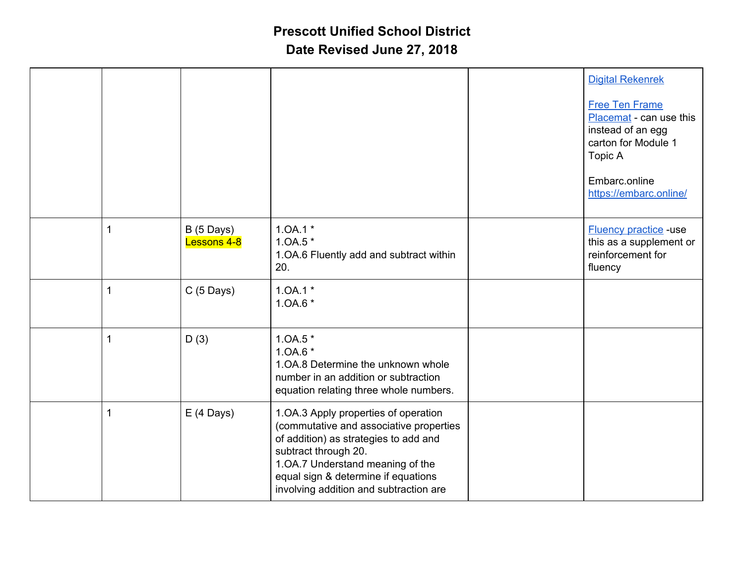# Prescott Unified School District
## Date Revised June 27, 2018

| | | | | | |
|---|---|---|---|---|---|
| | | | | | Digital Rekenrek<br><br>Free Ten Frame Placemat - can use this instead of an egg carton for Module 1 Topic A<br><br>Embarc.online https://embarc.online/ |
| | 1 | B (5 Days)<br>Lessons 4-8 | 1.OA.1 *<br>1.OA.5 *<br>1.OA.6 Fluently add and subtract within 20. | | Fluency practice -use this as a supplement or reinforcement for fluency |
| | 1 | C (5 Days) | 1.OA.1 *<br>1.OA.6 * | | |
| | 1 | D (3) | 1.OA.5 *<br>1.OA.6 *<br>1.OA.8 Determine the unknown whole number in an addition or subtraction equation relating three whole numbers. | | |
| | 1 | E (4 Days) | 1.OA.3 Apply properties of operation (commutative and associative properties of addition) as strategies to add and subtract through 20.<br>1.OA.7 Understand meaning of the equal sign & determine if equations involving addition and subtraction are | | |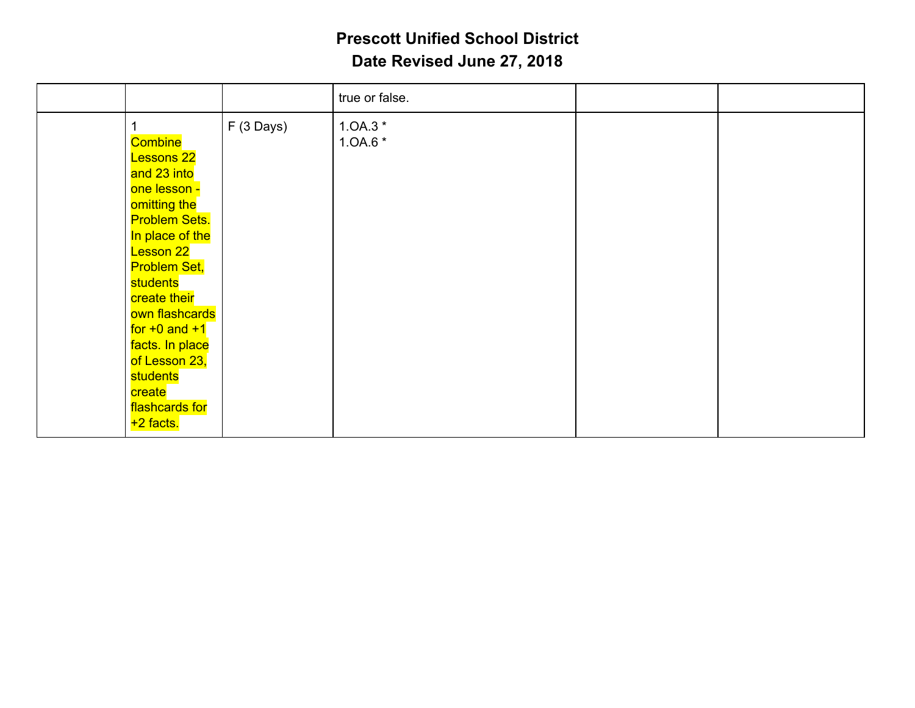# Prescott Unified School District

## Date Revised June 27, 2018

| | | | | | |
|---|---|---|---|---|---|
| | | | true or false. | | |
| | 1<br>Combine Lessons 22 and 23 into one lesson - omitting the Problem Sets. In place of the Lesson 22 Problem Set, students create their own flashcards for +0 and +1 facts. In place of Lesson 23, students create flashcards for +2 facts. | F (3 Days) | 1.OA.3 *<br>1.OA.6 * | | |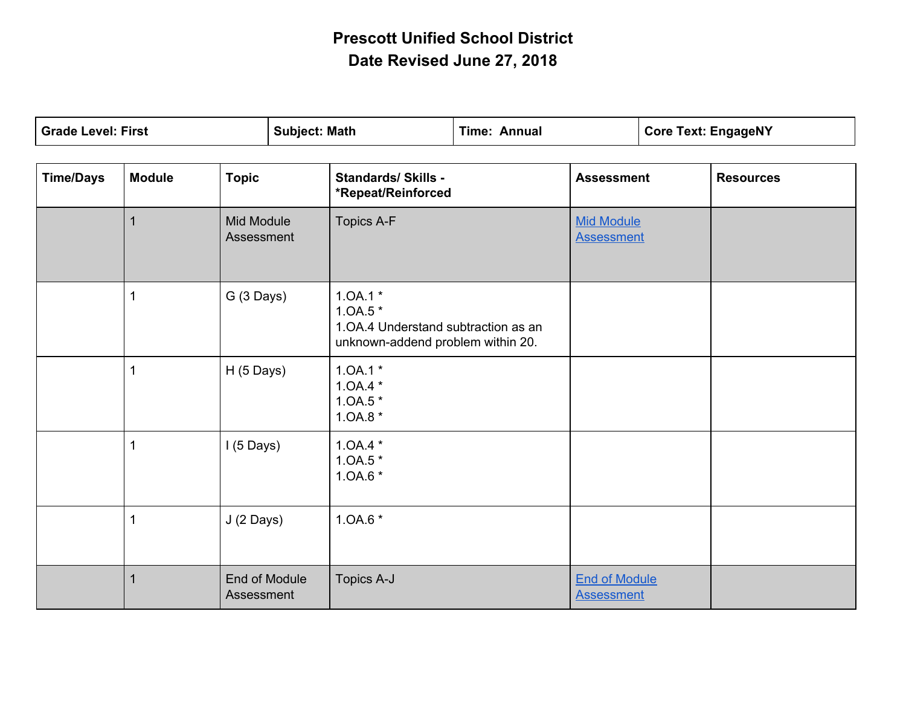# Prescott Unified School District
## Date Revised June 27, 2018

| Grade Level: First | Subject: Math | Time: Annual | Core Text: EngageNY |
|---|---|---|---|

| Time/Days | Module | Topic | Standards/ Skills - *Repeat/Reinforced | Assessment | Resources |
|---|---|---|---|---|---|
| | 1 | Mid Module Assessment | Topics A-F | Mid Module Assessment | |
| | 1 | G (3 Days) | 1.OA.1 *<br>1.OA.5 *<br>1.OA.4 Understand subtraction as an unknown-addend problem within 20. | | |
| | 1 | H (5 Days) | 1.OA.1 *<br>1.OA.4 *<br>1.OA.5 *<br>1.OA.8 * | | |
| | 1 | I (5 Days) | 1.OA.4 *<br>1.OA.5 *<br>1.OA.6 * | | |
| | 1 | J (2 Days) | 1.OA.6 * | | |
| | 1 | End of Module Assessment | Topics A-J | End of Module Assessment | |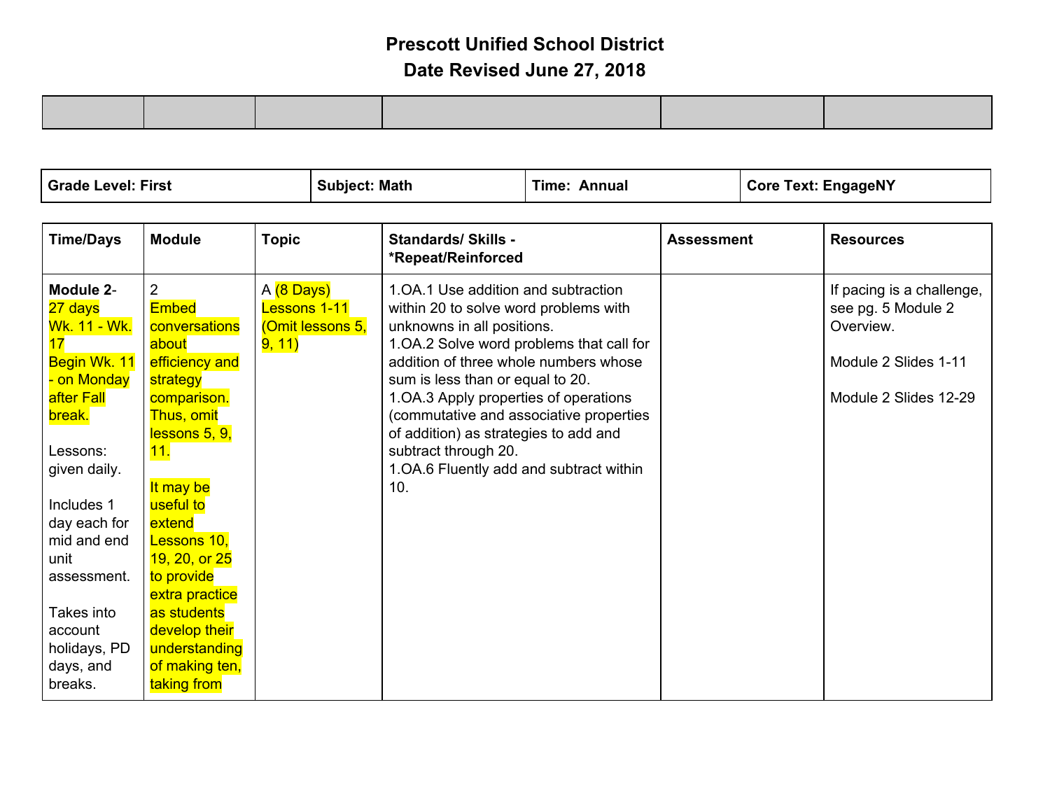# Prescott Unified School District
# Date Revised June 27, 2018

| | | | | | |
|---|---|---|---|---|---|

| Grade Level: First | Subject: Math | Time: Annual | Core Text: EngageNY |
|---|---|---|---|

| Time/Days | Module | Topic | Standards/ Skills - *Repeat/Reinforced | Assessment | Resources |
|---|---|---|---|---|---|
| **Module 2**- 27 days Wk. 11 - Wk. 17 Begin Wk. 11 - on Monday after Fall break.<br><br>Lessons: given daily.<br><br>Includes 1 day each for mid and end unit assessment.<br><br>Takes into account holidays, PD days, and breaks. | 2 Embed conversations about efficiency and strategy comparison. Thus, omit lessons 5, 9, 11.<br><br>It may be useful to extend Lessons 10, 19, 20, or 25 to provide extra practice as students develop their understanding of making ten, taking from | A (8 Days) Lessons 1-11 (Omit lessons 5, 9, 11) | 1.OA.1 Use addition and subtraction within 20 to solve word problems with unknowns in all positions.<br>1.OA.2 Solve word problems that call for addition of three whole numbers whose sum is less than or equal to 20.<br>1.OA.3 Apply properties of operations (commutative and associative properties of addition) as strategies to add and subtract through 20.<br>1.OA.6 Fluently add and subtract within 10. | | If pacing is a challenge, see pg. 5 Module 2 Overview.<br><br>Module 2 Slides 1-11<br><br>Module 2 Slides 12-29 |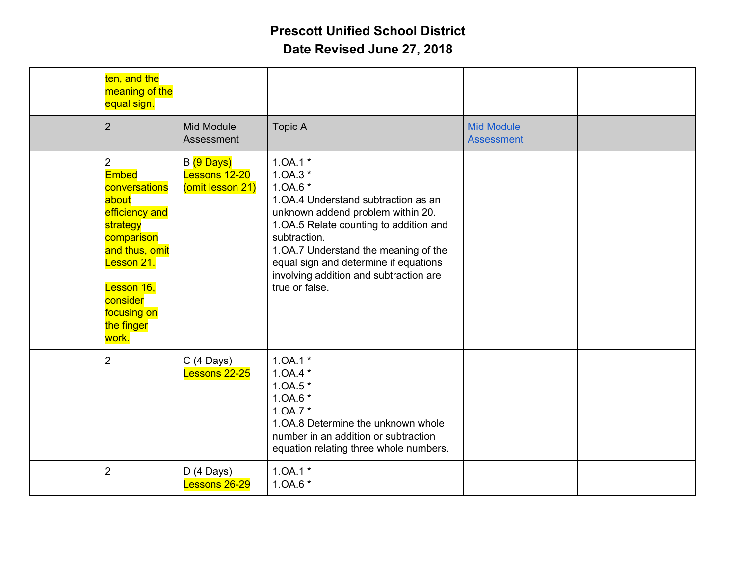# Prescott Unified School District
## Date Revised June 27, 2018

| | | | | | |
|---|---|---|---|---|---|
| | ten, and the meaning of the equal sign. | | | | |
| | 2 | Mid Module Assessment | Topic A | [Mid Module Assessment]() | |
| | 2<br>Embed conversations about efficiency and strategy comparison and thus, omit Lesson 21.<br><br>Lesson 16, consider focusing on the finger work. | B (9 Days) Lessons 12-20 (omit lesson 21) | 1.OA.1 *<br>1.OA.3 *<br>1.OA.6 *<br>1.OA.4 Understand subtraction as an unknown addend problem within 20.<br>1.OA.5 Relate counting to addition and subtraction.<br>1.OA.7 Understand the meaning of the equal sign and determine if equations involving addition and subtraction are true or false. | | |
| | 2 | C (4 Days) Lessons 22-25 | 1.OA.1 *<br>1.OA.4 *<br>1.OA.5 *<br>1.OA.6 *<br>1.OA.7 *<br>1.OA.8 Determine the unknown whole number in an addition or subtraction equation relating three whole numbers. | | |
| | 2 | D (4 Days) Lessons 26-29 | 1.OA.1 *<br>1.OA.6 * | | |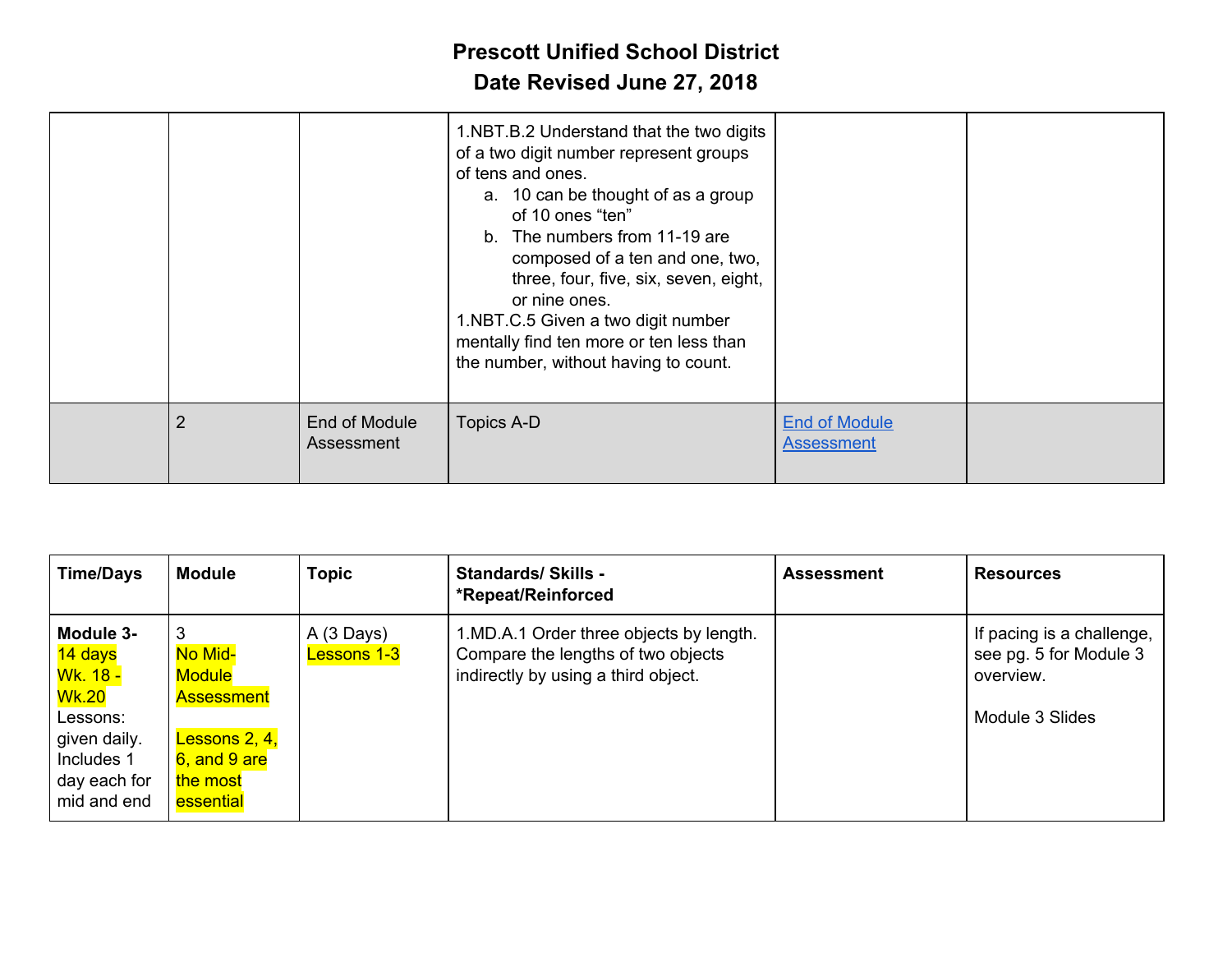# Prescott Unified School District

## Date Revised June 27, 2018

| | | | | | |
|---|---|---|---|---|---|
| | | | 1.NBT.B.2 Understand that the two digits of a two digit number represent groups of tens and ones.<br>a. 10 can be thought of as a group of 10 ones "ten"<br>b. The numbers from 11-19 are composed of a ten and one, two, three, four, five, six, seven, eight, or nine ones.<br>1.NBT.C.5 Given a two digit number mentally find ten more or ten less than the number, without having to count. | | |
| | 2 | End of Module Assessment | Topics A-D | End of Module Assessment | |

| Time/Days | Module | Topic | Standards/ Skills - *Repeat/Reinforced | Assessment | Resources |
|---|---|---|---|---|---|
| **Module 3-** 14 days Wk. 18 - Wk.20 Lessons: given daily. Includes 1 day each for mid and end | 3<br>No Mid-Module Assessment<br><br>Lessons 2, 4, 6, and 9 are the most essential | A (3 Days) Lessons 1-3 | 1.MD.A.1 Order three objects by length. Compare the lengths of two objects indirectly by using a third object. | | If pacing is a challenge, see pg. 5 for Module 3 overview.<br><br>Module 3 Slides |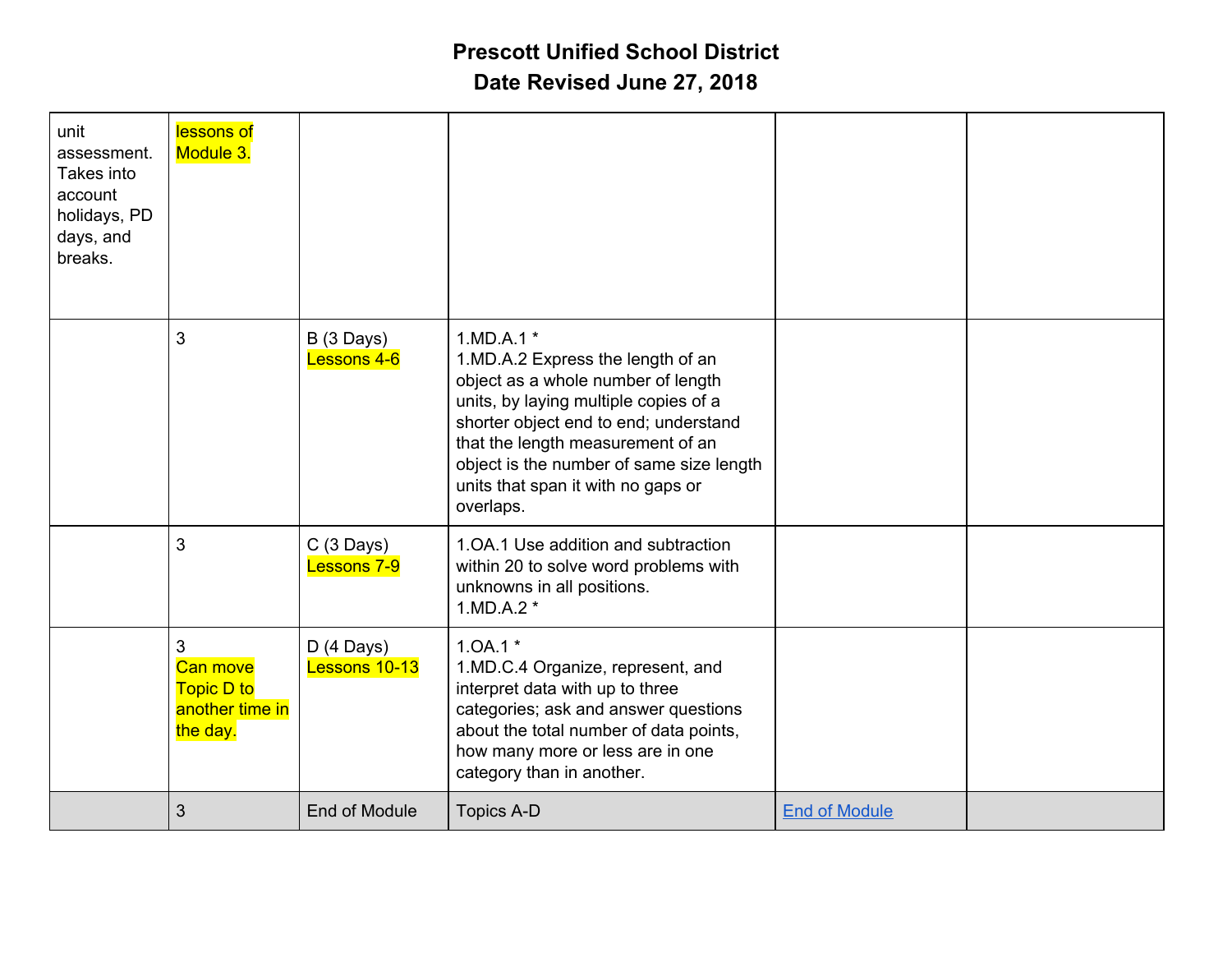| | | | | | |
|---|---|---|---|---|---|
| unit assessment. Takes into account holidays, PD days, and breaks. | lessons of Module 3. | | | | |
| | 3 | B (3 Days) Lessons 4-6 | 1.MD.A.1 * 1.MD.A.2 Express the length of an object as a whole number of length units, by laying multiple copies of a shorter object end to end; understand that the length measurement of an object is the number of same size length units that span it with no gaps or overlaps. | | |
| | 3 | C (3 Days) Lessons 7-9 | 1.OA.1 Use addition and subtraction within 20 to solve word problems with unknowns in all positions. 1.MD.A.2 * | | |
| | 3 Can move Topic D to another time in the day. | D (4 Days) Lessons 10-13 | 1.OA.1 * 1.MD.C.4 Organize, represent, and interpret data with up to three categories; ask and answer questions about the total number of data points, how many more or less are in one category than in another. | | |
| | 3 | End of Module | Topics A-D | End of Module | |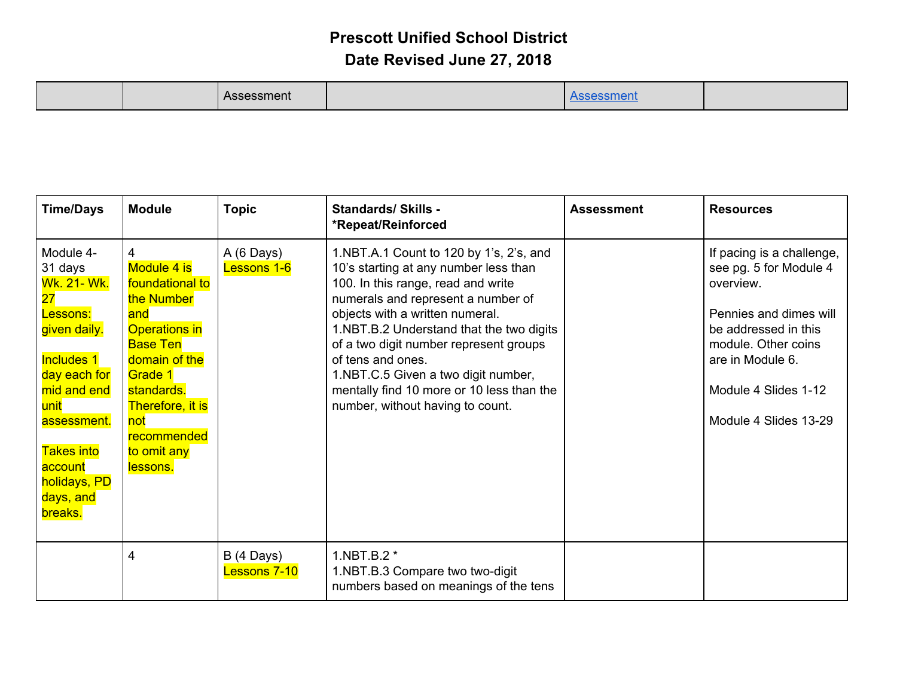# Prescott Unified School District
## Date Revised June 27, 2018

| | | Assessment | | Assessment | |
|---|---|---|---|---|---|

| Time/Days | Module | Topic | Standards/ Skills - *Repeat/Reinforced | Assessment | Resources |
|---|---|---|---|---|---|
| Module 4- 31 days<br>Wk. 21- Wk. 27<br>Lessons: given daily.<br><br>Includes 1 day each for mid and end unit assessment.<br><br>Takes into account holidays, PD days, and breaks. | 4<br>Module 4 is foundational to the Number and Operations in Base Ten domain of the Grade 1 standards. Therefore, it is not recommended to omit any lessons. | A (6 Days)<br>Lessons 1-6 | 1.NBT.A.1 Count to 120 by 1's, 2's, and 10's starting at any number less than 100. In this range, read and write numerals and represent a number of objects with a written numeral.<br>1.NBT.B.2 Understand that the two digits of a two digit number represent groups of tens and ones.<br>1.NBT.C.5 Given a two digit number, mentally find 10 more or 10 less than the number, without having to count. | | If pacing is a challenge, see pg. 5 for Module 4 overview.<br><br>Pennies and dimes will be addressed in this module. Other coins are in Module 6.<br><br>Module 4 Slides 1-12<br><br>Module 4 Slides 13-29 |
| | 4 | B (4 Days)<br>Lessons 7-10 | 1.NBT.B.2 *<br>1.NBT.B.3 Compare two two-digit numbers based on meanings of the tens | | |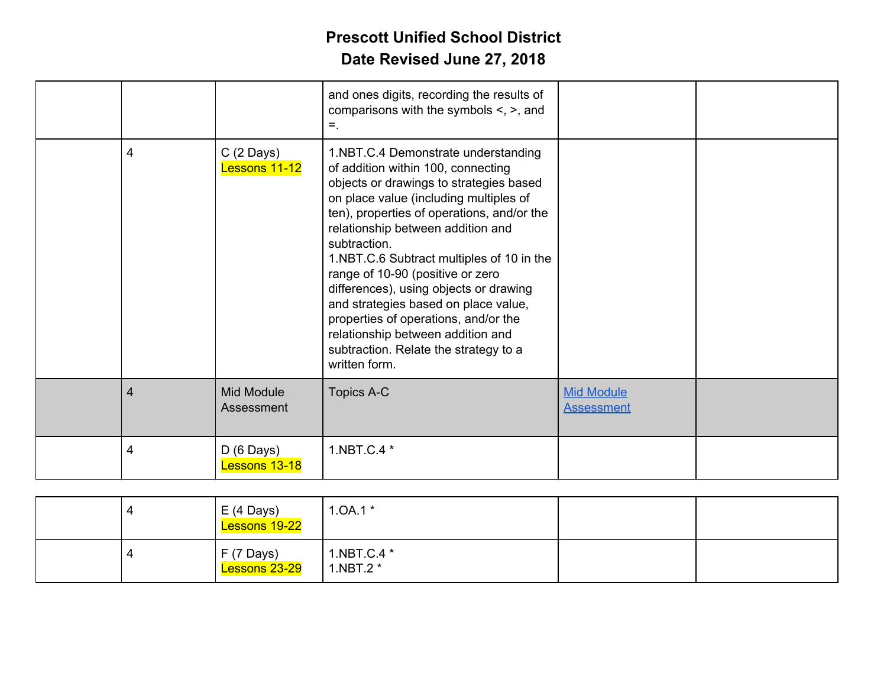# Prescott Unified School District
## Date Revised June 27, 2018

| | | | | | |
|---|---|---|---|---|---|
| | | | and ones digits, recording the results of comparisons with the symbols <, >, and =. | | |
| | 4 | C (2 Days)<br>Lessons 11-12 | 1.NBT.C.4 Demonstrate understanding of addition within 100, connecting objects or drawings to strategies based on place value (including multiples of ten), properties of operations, and/or the relationship between addition and subtraction.<br>1.NBT.C.6 Subtract multiples of 10 in the range of 10-90 (positive or zero differences), using objects or drawing and strategies based on place value, properties of operations, and/or the relationship between addition and subtraction. Relate the strategy to a written form. | | |
| | 4 | Mid Module Assessment | Topics A-C | [Mid Module Assessment]() | |
| | 4 | D (6 Days)<br>Lessons 13-18 | 1.NBT.C.4 * | | |
| | 4 | E (4 Days)<br>Lessons 19-22 | 1.OA.1 * | | |
| | 4 | F (7 Days)<br>Lessons 23-29 | 1.NBT.C.4 *<br>1.NBT.2 * | | |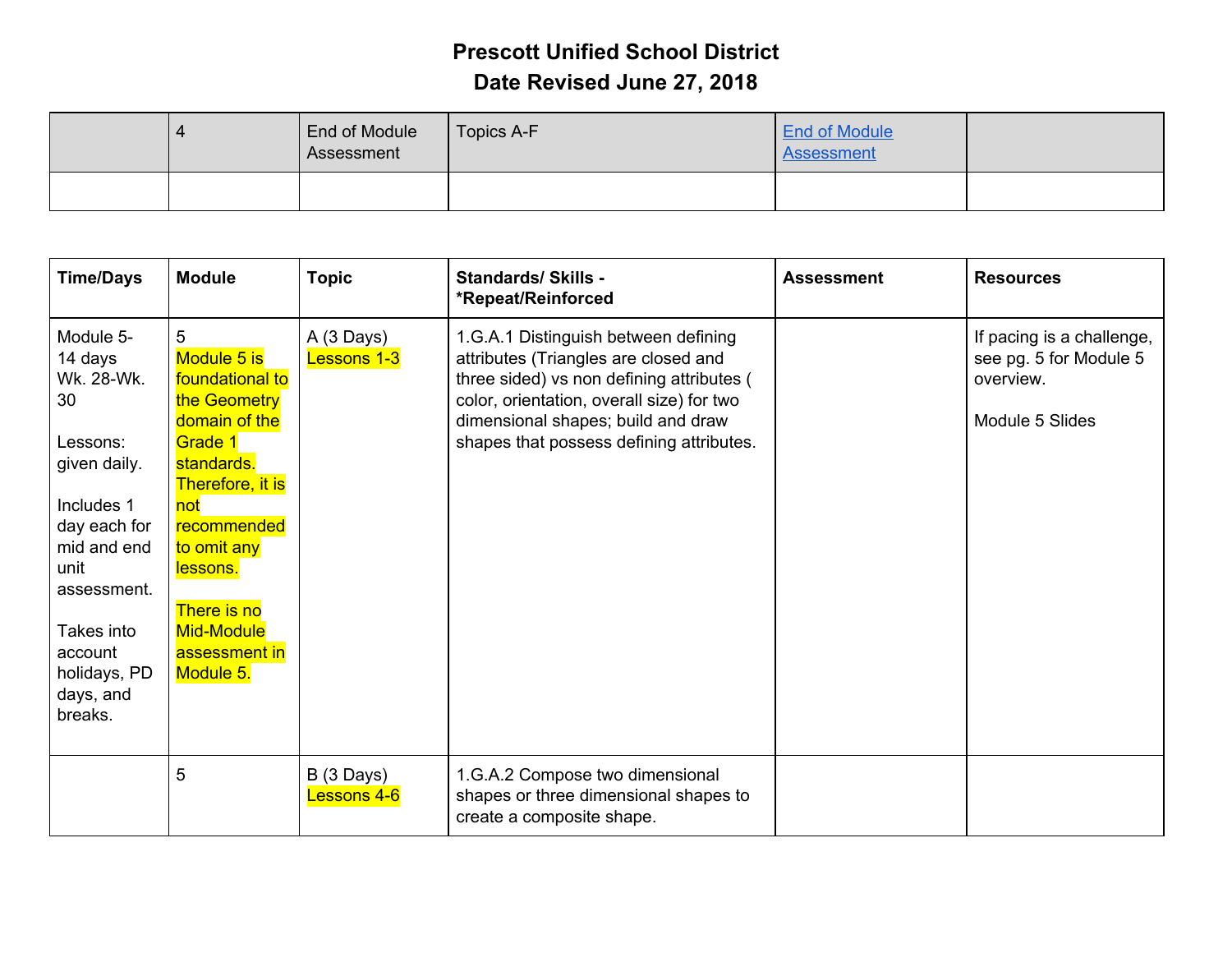**Prescott Unified School District**
**Date Revised June 27, 2018**

| | | | | | |
|---|---|---|---|---|---|
| | 4 | End of Module Assessment | Topics A-F | End of Module Assessment | |
| | | | | | |

| Time/Days | Module | Topic | Standards/ Skills - *Repeat/Reinforced | Assessment | Resources |
|---|---|---|---|---|---|
| Module 5- 14 days Wk. 28-Wk. 30<br><br>Lessons: given daily.<br><br>Includes 1 day each for mid and end unit assessment.<br><br>Takes into account holidays, PD days, and breaks. | 5<br>Module 5 is foundational to the Geometry domain of the Grade 1 standards. Therefore, it is not recommended to omit any lessons.<br><br>There is no Mid-Module assessment in Module 5. | A (3 Days)<br>Lessons 1-3 | 1.G.A.1 Distinguish between defining attributes (Triangles are closed and three sided) vs non defining attributes ( color, orientation, overall size) for two dimensional shapes; build and draw shapes that possess defining attributes. | | If pacing is a challenge, see pg. 5 for Module 5 overview.<br><br>Module 5 Slides |
| | 5 | B (3 Days)<br>Lessons 4-6 | 1.G.A.2 Compose two dimensional shapes or three dimensional shapes to create a composite shape. | | |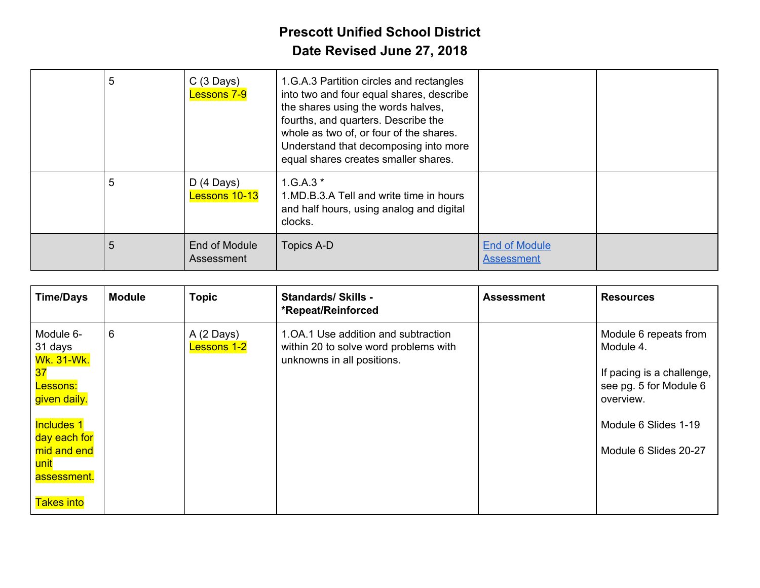**Prescott Unified School District**
**Date Revised June 27, 2018**

| | | | | | |
|---|---|---|---|---|---|
| | 5 | C (3 Days) Lessons 7-9 | 1.G.A.3 Partition circles and rectangles into two and four equal shares, describe the shares using the words halves, fourths, and quarters. Describe the whole as two of, or four of the shares. Understand that decomposing into more equal shares creates smaller shares. | | |
| | 5 | D (4 Days) Lessons 10-13 | 1.G.A.3 * 1.MD.B.3.A Tell and write time in hours and half hours, using analog and digital clocks. | | |
| | 5 | End of Module Assessment | Topics A-D | End of Module Assessment | |

| Time/Days | Module | Topic | Standards/ Skills - *Repeat/Reinforced | Assessment | Resources |
|---|---|---|---|---|---|
| Module 6- 31 days Wk. 31-Wk. 37 Lessons: given daily. Includes 1 day each for mid and end unit assessment. Takes into | 6 | A (2 Days) Lessons 1-2 | 1.OA.1 Use addition and subtraction within 20 to solve word problems with unknowns in all positions. | | Module 6 repeats from Module 4. If pacing is a challenge, see pg. 5 for Module 6 overview. Module 6 Slides 1-19 Module 6 Slides 20-27 |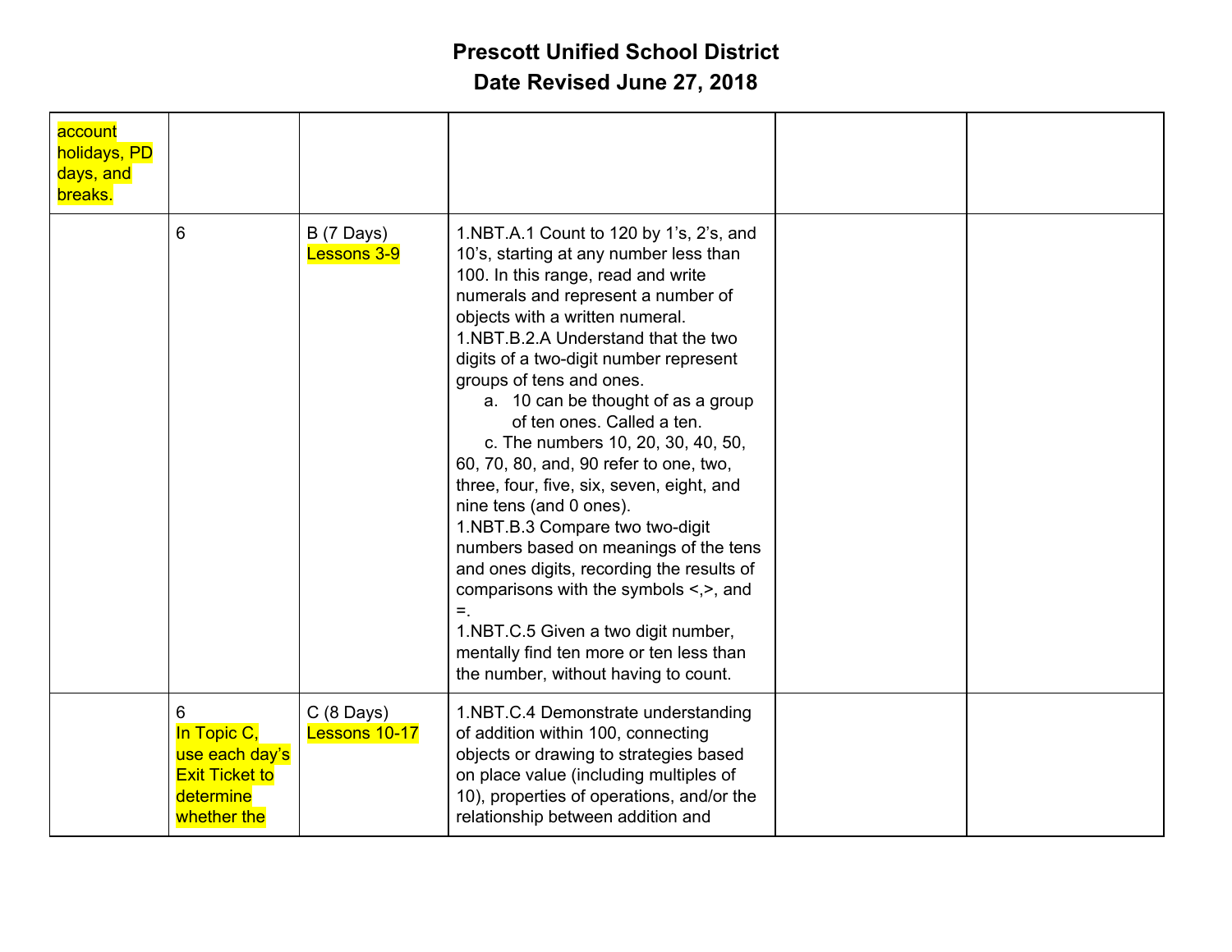# Prescott Unified School District

# Date Revised June 27, 2018

| | | | | | |
|---|---|---|---|---|---|
| account holidays, PD days, and breaks. | | | | | |
| | 6 | B (7 Days) Lessons 3-9 | 1.NBT.A.1 Count to 120 by 1's, 2's, and 10's, starting at any number less than 100. In this range, read and write numerals and represent a number of objects with a written numeral.<br>1.NBT.B.2.A Understand that the two digits of a two-digit number represent groups of tens and ones.<br>a. 10 can be thought of as a group of ten ones. Called a ten.<br>c. The numbers 10, 20, 30, 40, 50, 60, 70, 80, and, 90 refer to one, two, three, four, five, six, seven, eight, and nine tens (and 0 ones).<br>1.NBT.B.3 Compare two two-digit numbers based on meanings of the tens and ones digits, recording the results of comparisons with the symbols <,>, and =.<br>1.NBT.C.5 Given a two digit number, mentally find ten more or ten less than the number, without having to count. | | |
| | 6<br>In Topic C, use each day's Exit Ticket to determine whether the | C (8 Days) Lessons 10-17 | 1.NBT.C.4 Demonstrate understanding of addition within 100, connecting objects or drawing to strategies based on place value (including multiples of 10), properties of operations, and/or the relationship between addition and | | |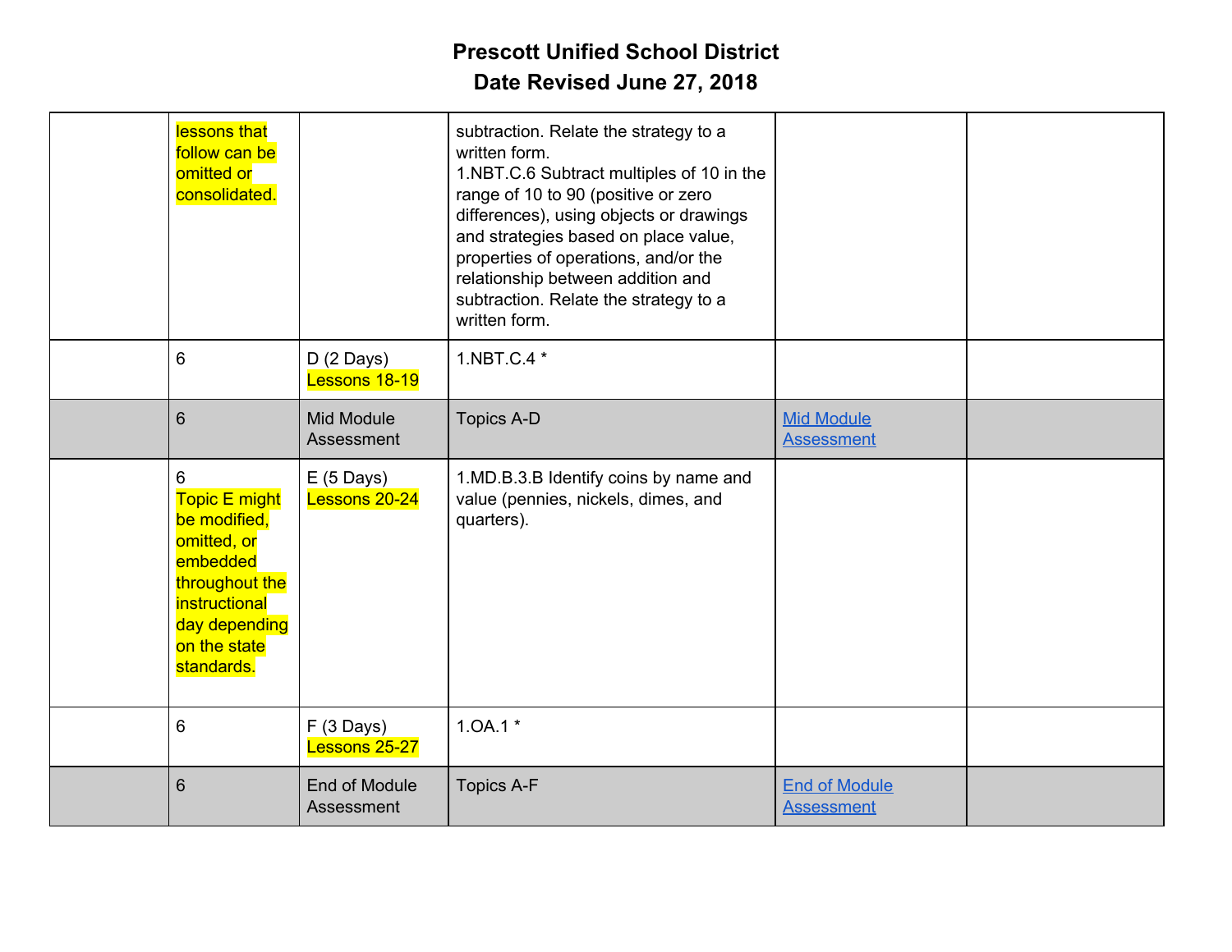# Prescott Unified School District

## Date Revised June 27, 2018

| | | | | | |
|---|---|---|---|---|---|
| | lessons that follow can be omitted or consolidated. | | subtraction. Relate the strategy to a written form.<br>1.NBT.C.6 Subtract multiples of 10 in the range of 10 to 90 (positive or zero differences), using objects or drawings and strategies based on place value, properties of operations, and/or the relationship between addition and subtraction. Relate the strategy to a written form. | | |
| | 6 | D (2 Days)<br>Lessons 18-19 | 1.NBT.C.4 * | | |
| | 6 | Mid Module Assessment | Topics A-D | Mid Module Assessment | |
| | 6<br>Topic E might be modified, omitted, or embedded throughout the instructional day depending on the state standards. | E (5 Days)<br>Lessons 20-24 | 1.MD.B.3.B Identify coins by name and value (pennies, nickels, dimes, and quarters). | | |
| | 6 | F (3 Days)<br>Lessons 25-27 | 1.OA.1 * | | |
| | 6 | End of Module Assessment | Topics A-F | End of Module Assessment | |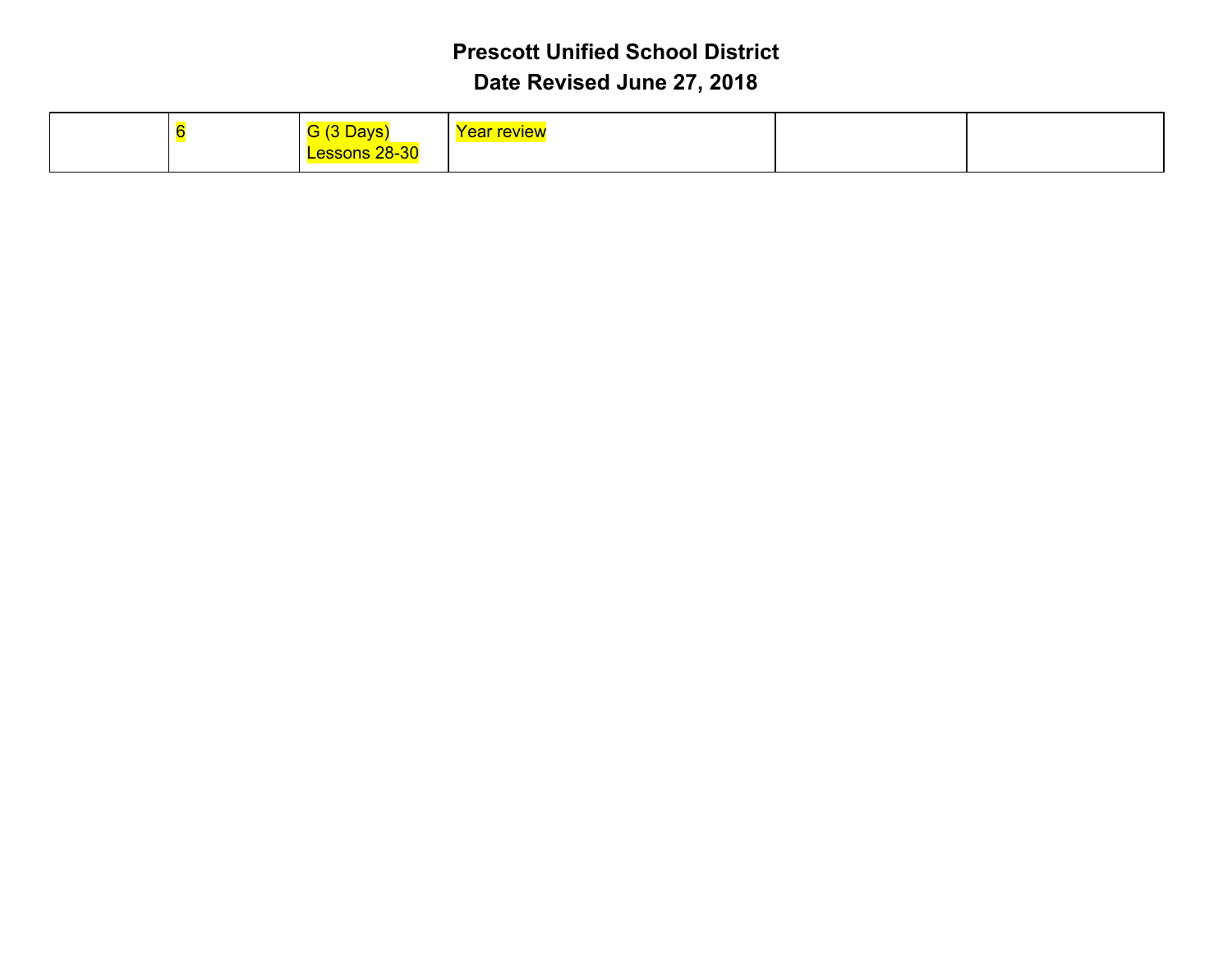# Prescott Unified School District

## Date Revised June 27, 2018

| | | | | | |
|---|---|---|---|---|---|
| | 6 | G (3 Days) Lessons 28-30 | Year review | | |